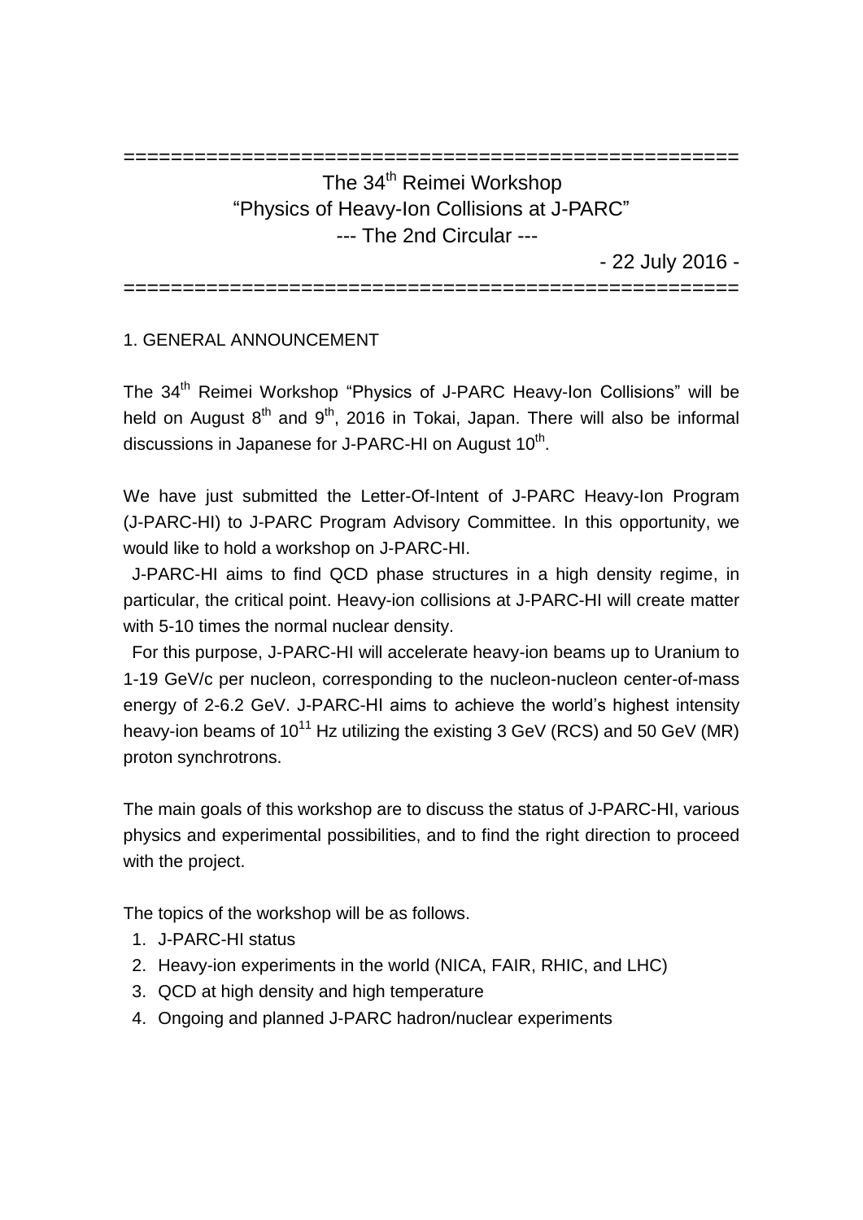=====================================================

# The 34th Reimei Workshop
## "Physics of Heavy-Ion Collisions at J-PARC"
### --- The 2nd Circular ---

- 22 July 2016 -

=====================================================

## 1. GENERAL ANNOUNCEMENT

The 34th Reimei Workshop "Physics of J-PARC Heavy-Ion Collisions" will be held on August 8th and 9th, 2016 in Tokai, Japan. There will also be informal discussions in Japanese for J-PARC-HI on August 10th.

We have just submitted the Letter-Of-Intent of J-PARC Heavy-Ion Program (J-PARC-HI) to J-PARC Program Advisory Committee. In this opportunity, we would like to hold a workshop on J-PARC-HI.

J-PARC-HI aims to find QCD phase structures in a high density regime, in particular, the critical point. Heavy-ion collisions at J-PARC-HI will create matter with 5-10 times the normal nuclear density.

For this purpose, J-PARC-HI will accelerate heavy-ion beams up to Uranium to 1-19 GeV/c per nucleon, corresponding to the nucleon-nucleon center-of-mass energy of 2-6.2 GeV. J-PARC-HI aims to achieve the world's highest intensity heavy-ion beams of $10^{11}$ Hz utilizing the existing 3 GeV (RCS) and 50 GeV (MR) proton synchrotrons.

The main goals of this workshop are to discuss the status of J-PARC-HI, various physics and experimental possibilities, and to find the right direction to proceed with the project.

The topics of the workshop will be as follows.

1. J-PARC-HI status
2. Heavy-ion experiments in the world (NICA, FAIR, RHIC, and LHC)
3. QCD at high density and high temperature
4. Ongoing and planned J-PARC hadron/nuclear experiments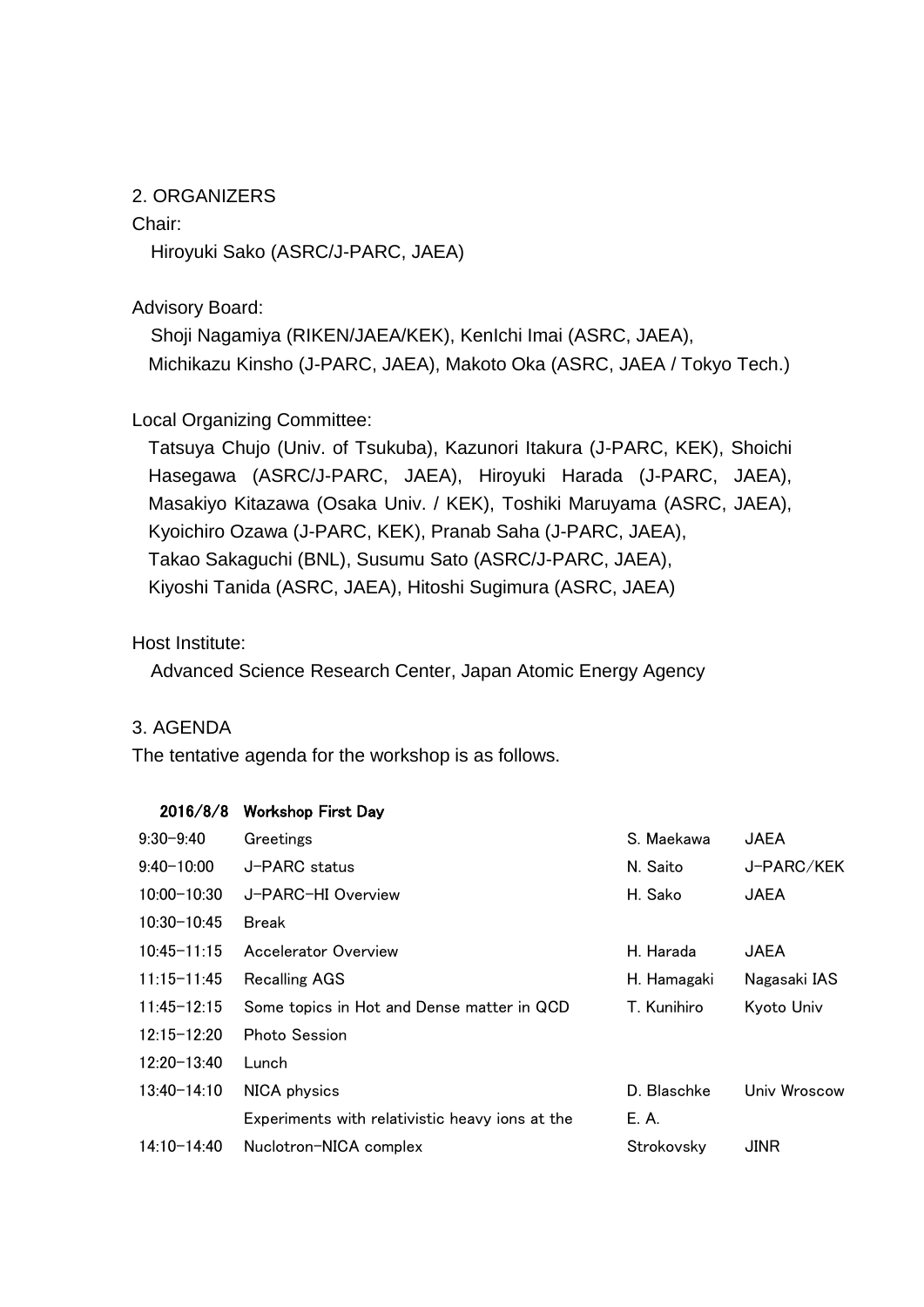## 2. ORGANIZERS

Chair:

Hiroyuki Sako (ASRC/J-PARC, JAEA)

Advisory Board:

Shoji Nagamiya (RIKEN/JAEA/KEK), KenIchi Imai (ASRC, JAEA), Michikazu Kinsho (J-PARC, JAEA), Makoto Oka (ASRC, JAEA / Tokyo Tech.)

Local Organizing Committee:

Tatsuya Chujo (Univ. of Tsukuba), Kazunori Itakura (J-PARC, KEK), Shoichi Hasegawa (ASRC/J-PARC, JAEA), Hiroyuki Harada (J-PARC, JAEA), Masakiyo Kitazawa (Osaka Univ. / KEK), Toshiki Maruyama (ASRC, JAEA), Kyoichiro Ozawa (J-PARC, KEK), Pranab Saha (J-PARC, JAEA), Takao Sakaguchi (BNL), Susumu Sato (ASRC/J-PARC, JAEA), Kiyoshi Tanida (ASRC, JAEA), Hitoshi Sugimura (ASRC, JAEA)

Host Institute:

Advanced Science Research Center, Japan Atomic Energy Agency

## 3. AGENDA

The tentative agenda for the workshop is as follows.

| **2016/8/8** | **Workshop First Day** | | |
|---|---|---|---|
| 9:30-9:40 | Greetings | S. Maekawa | JAEA |
| 9:40-10:00 | J-PARC status | N. Saito | J-PARC/KEK |
| 10:00-10:30 | J-PARC-HI Overview | H. Sako | JAEA |
| 10:30-10:45 | Break | | |
| 10:45-11:15 | Accelerator Overview | H. Harada | JAEA |
| 11:15-11:45 | Recalling AGS | H. Hamagaki | Nagasaki IAS |
| 11:45-12:15 | Some topics in Hot and Dense matter in QCD | T. Kunihiro | Kyoto Univ |
| 12:15-12:20 | Photo Session | | |
| 12:20-13:40 | Lunch | | |
| 13:40-14:10 | NICA physics | D. Blaschke | Univ Wroscow |
| 14:10-14:40 | Experiments with relativistic heavy ions at the Nuclotron-NICA complex | E. A. Strokovsky | JINR |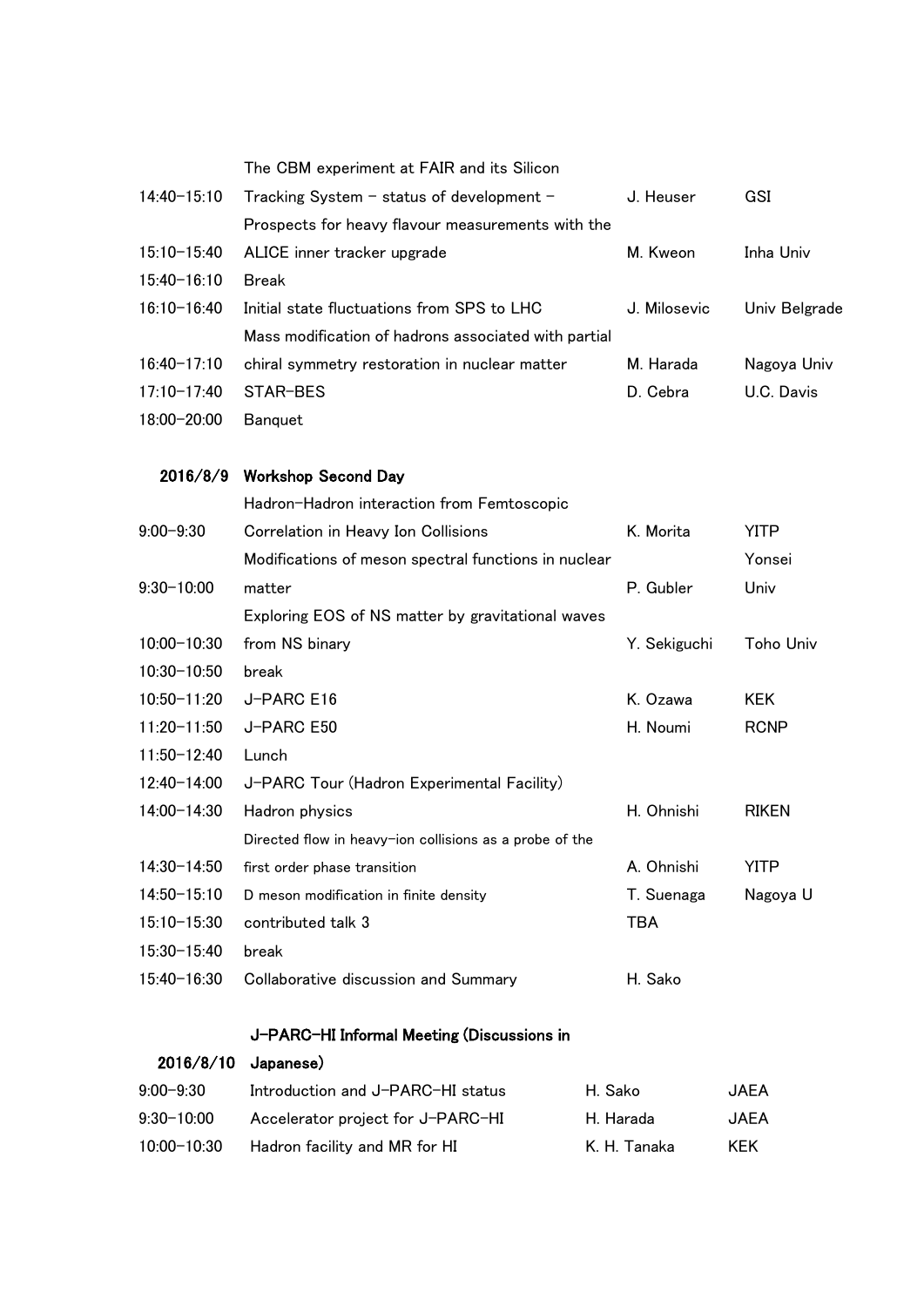| | | | |
|---|---|---|---|
| 14:40−15:10 | The CBM experiment at FAIR and its Silicon Tracking System − status of development − | J. Heuser | GSI |
| 15:10−15:40 | Prospects for heavy flavour measurements with the ALICE inner tracker upgrade | M. Kweon | Inha Univ |
| 15:40−16:10 | Break | | |
| 16:10−16:40 | Initial state fluctuations from SPS to LHC | J. Milosevic | Univ Belgrade |
| 16:40−17:10 | Mass modification of hadrons associated with partial chiral symmetry restoration in nuclear matter | M. Harada | Nagoya Univ |
| 17:10−17:40 | STAR-BES | D. Cebra | U.C. Davis |
| 18:00−20:00 | Banquet | | |

**2016/8/9 Workshop Second Day**

| | | | |
|---|---|---|---|
| 9:00−9:30 | Hadron-Hadron interaction from Femtoscopic Correlation in Heavy Ion Collisions | K. Morita | YITP |
| 9:30−10:00 | Modifications of meson spectral functions in nuclear matter | P. Gubler | Yonsei Univ |
| 10:00−10:30 | Exploring EOS of NS matter by gravitational waves from NS binary | Y. Sekiguchi | Toho Univ |
| 10:30−10:50 | break | | |
| 10:50−11:20 | J-PARC E16 | K. Ozawa | KEK |
| 11:20−11:50 | J-PARC E50 | H. Noumi | RCNP |
| 11:50−12:40 | Lunch | | |
| 12:40−14:00 | J-PARC Tour (Hadron Experimental Facility) | | |
| 14:00−14:30 | Hadron physics | H. Ohnishi | RIKEN |
| 14:30−14:50 | Directed flow in heavy-ion collisions as a probe of the first order phase transition | A. Ohnishi | YITP |
| 14:50−15:10 | D meson modification in finite density | T. Suenaga | Nagoya U |
| 15:10−15:30 | contributed talk 3 | TBA | |
| 15:30−15:40 | break | | |
| 15:40−16:30 | Collaborative discussion and Summary | H. Sako | |

**2016/8/10 J-PARC-HI Informal Meeting (Discussions in Japanese)**

| | | | |
|---|---|---|---|
| 9:00−9:30 | Introduction and J-PARC-HI status | H. Sako | JAEA |
| 9:30−10:00 | Accelerator project for J-PARC-HI | H. Harada | JAEA |
| 10:00−10:30 | Hadron facility and MR for HI | K. H. Tanaka | KEK |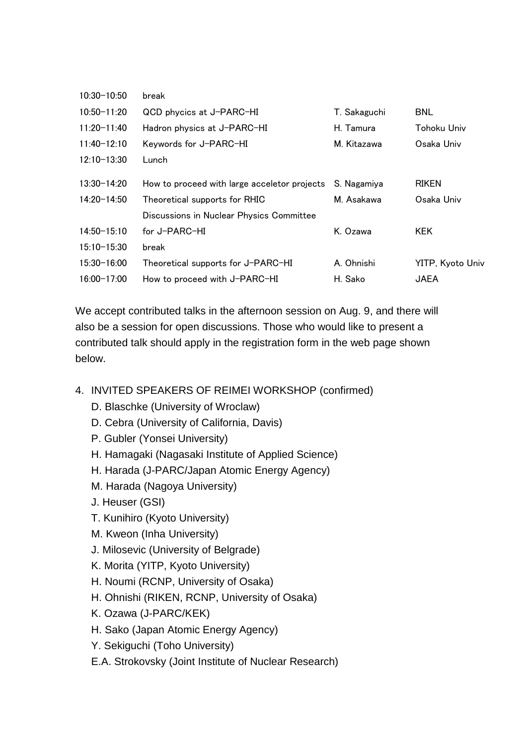| | | | |
|---|---|---|---|
| 10:30−10:50 | break | | |
| 10:50−11:20 | QCD phycics at J−PARC−HI | T. Sakaguchi | BNL |
| 11:20−11:40 | Hadron physics at J−PARC−HI | H. Tamura | Tohoku Univ |
| 11:40−12:10 | Keywords for J−PARC−HI | M. Kitazawa | Osaka Univ |
| 12:10−13:30 | Lunch | | |
| 13:30−14:20 | How to proceed with large acceletor projects | S. Nagamiya | RIKEN |
| 14:20−14:50 | Theoretical supports for RHIC | M. Asakawa | Osaka Univ |
| 14:50−15:10 | Discussions in Nuclear Physics Committee for J−PARC−HI | K. Ozawa | KEK |
| 15:10−15:30 | break | | |
| 15:30−16:00 | Theoretical supports for J−PARC−HI | A. Ohnishi | YITP, Kyoto Univ |
| 16:00−17:00 | How to proceed with J−PARC−HI | H. Sako | JAEA |

We accept contributed talks in the afternoon session on Aug. 9, and there will also be a session for open discussions. Those who would like to present a contributed talk should apply in the registration form in the web page shown below.

4. INVITED SPEAKERS OF REIMEI WORKSHOP (confirmed)
   - D. Blaschke (University of Wroclaw)
   - D. Cebra (University of California, Davis)
   - P. Gubler (Yonsei University)
   - H. Hamagaki (Nagasaki Institute of Applied Science)
   - H. Harada (J-PARC/Japan Atomic Energy Agency)
   - M. Harada (Nagoya University)
   - J. Heuser (GSI)
   - T. Kunihiro (Kyoto University)
   - M. Kweon (Inha University)
   - J. Milosevic (University of Belgrade)
   - K. Morita (YITP, Kyoto University)
   - H. Noumi (RCNP, University of Osaka)
   - H. Ohnishi (RIKEN, RCNP, University of Osaka)
   - K. Ozawa (J-PARC/KEK)
   - H. Sako (Japan Atomic Energy Agency)
   - Y. Sekiguchi (Toho University)
   - E.A. Strokovsky (Joint Institute of Nuclear Research)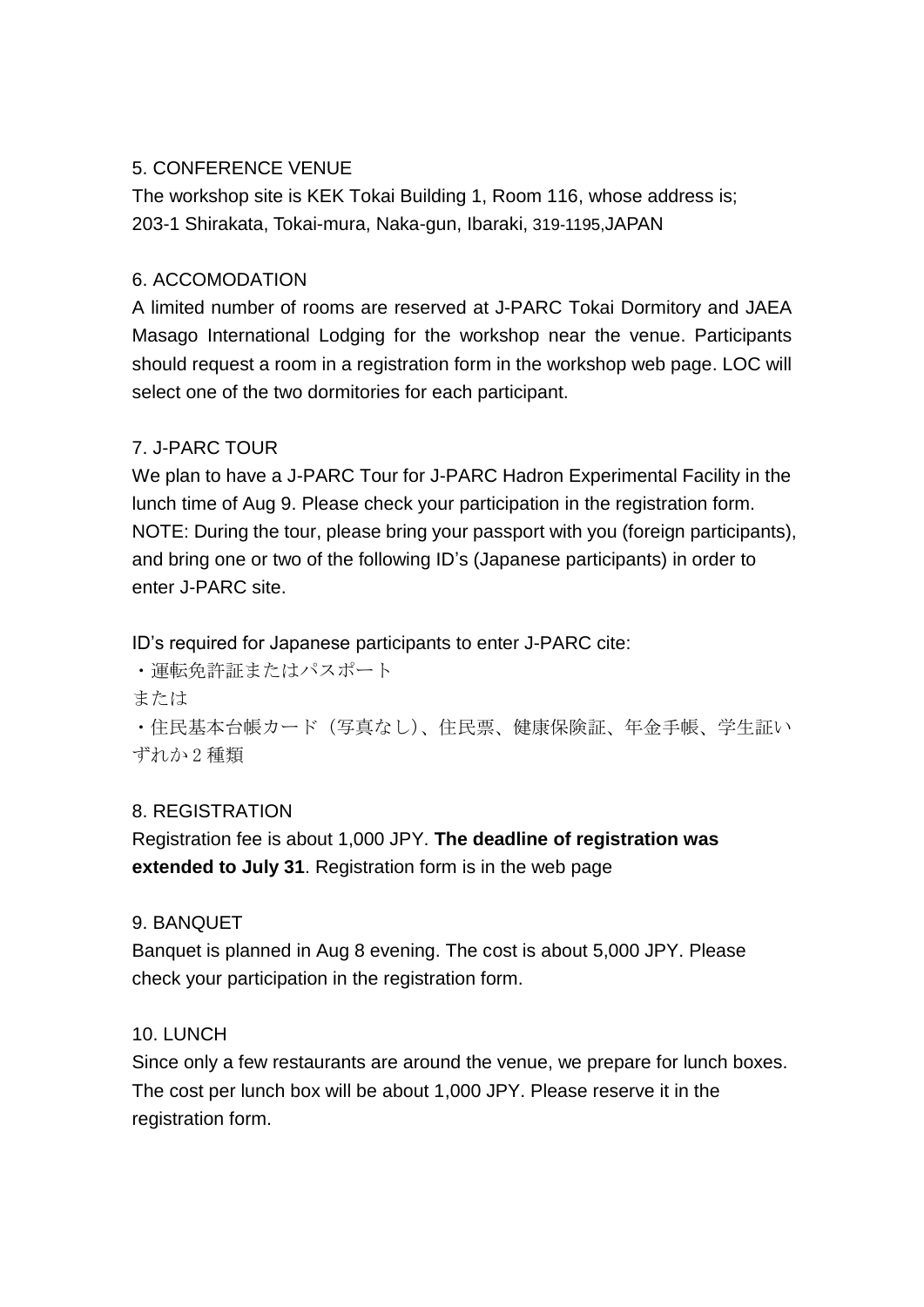5. CONFERENCE VENUE

The workshop site is KEK Tokai Building 1, Room 116, whose address is;
203-1 Shirakata, Tokai-mura, Naka-gun, Ibaraki, 319-1195,JAPAN

6. ACCOMODATION

A limited number of rooms are reserved at J-PARC Tokai Dormitory and JAEA Masago International Lodging for the workshop near the venue. Participants should request a room in a registration form in the workshop web page. LOC will select one of the two dormitories for each participant.

7. J-PARC TOUR

We plan to have a J-PARC Tour for J-PARC Hadron Experimental Facility in the lunch time of Aug 9. Please check your participation in the registration form.
NOTE: During the tour, please bring your passport with you (foreign participants), and bring one or two of the following ID's (Japanese participants) in order to enter J-PARC site.

ID's required for Japanese participants to enter J-PARC cite:

・運転免許証またはパスポート

または

・住民基本台帳カード（写真なし）、住民票、健康保険証、年金手帳、学生証いずれか２種類

8. REGISTRATION

Registration fee is about 1,000 JPY. **The deadline of registration was extended to July 31**. Registration form is in the web page

9. BANQUET

Banquet is planned in Aug 8 evening. The cost is about 5,000 JPY. Please check your participation in the registration form.

10. LUNCH

Since only a few restaurants are around the venue, we prepare for lunch boxes. The cost per lunch box will be about 1,000 JPY. Please reserve it in the registration form.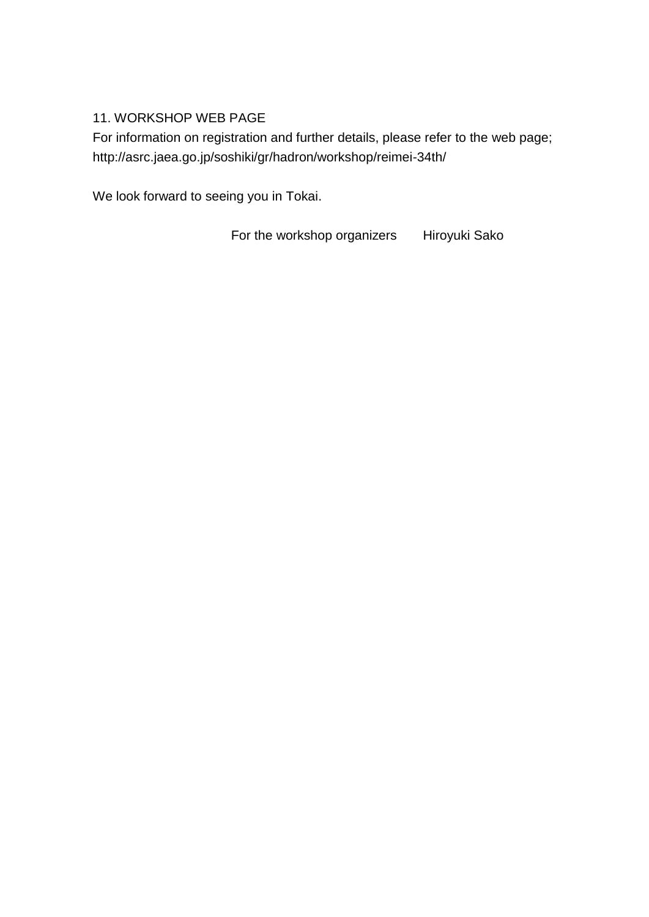11. WORKSHOP WEB PAGE

For information on registration and further details, please refer to the web page;
http://asrc.jaea.go.jp/soshiki/gr/hadron/workshop/reimei-34th/

We look forward to seeing you in Tokai.

For the workshop organizers Hiroyuki Sako